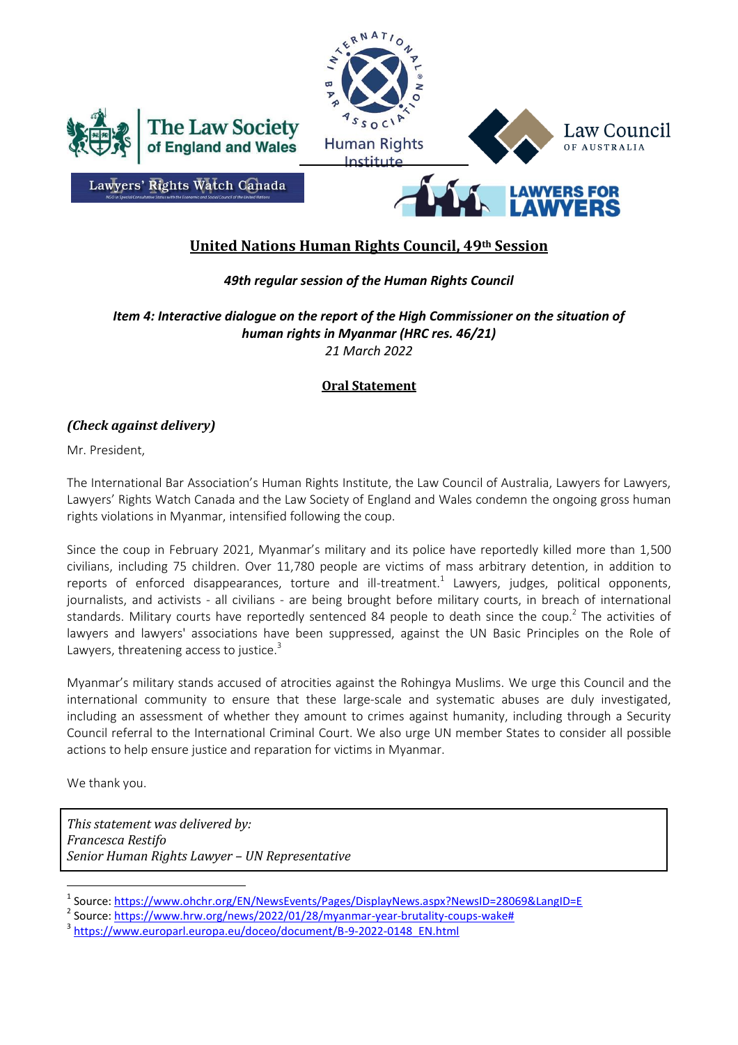## United Nations Human Rights Council, 49th Session

***49th regular session of the Human Rights Council***

***Item 4: Interactive dialogue on the report of the High Commissioner on the situation of human rights in Myanmar (HRC res. 46/21)***
*21 March 2022*

**Oral Statement**

***(Check against delivery)***

Mr. President,

The International Bar Association's Human Rights Institute, the Law Council of Australia, Lawyers for Lawyers, Lawyers' Rights Watch Canada and the Law Society of England and Wales condemn the ongoing gross human rights violations in Myanmar, intensified following the coup.

Since the coup in February 2021, Myanmar's military and its police have reportedly killed more than 1,500 civilians, including 75 children. Over 11,780 people are victims of mass arbitrary detention, in addition to reports of enforced disappearances, torture and ill-treatment.[1] Lawyers, judges, political opponents, journalists, and activists - all civilians - are being brought before military courts, in breach of international standards. Military courts have reportedly sentenced 84 people to death since the coup.[2] The activities of lawyers and lawyers' associations have been suppressed, against the UN Basic Principles on the Role of Lawyers, threatening access to justice.[3]

Myanmar's military stands accused of atrocities against the Rohingya Muslims. We urge this Council and the international community to ensure that these large-scale and systematic abuses are duly investigated, including an assessment of whether they amount to crimes against humanity, including through a Security Council referral to the International Criminal Court. We also urge UN member States to consider all possible actions to help ensure justice and reparation for victims in Myanmar.

We thank you.

*This statement was delivered by:*
*Francesca Restifo*
*Senior Human Rights Lawyer – UN Representative*

---

[1] Source: https://www.ohchr.org/EN/NewsEvents/Pages/DisplayNews.aspx?NewsID=28069&LangID=E

[2] Source: https://www.hrw.org/news/2022/01/28/myanmar-year-brutality-coups-wake#

[3] https://www.europarl.europa.eu/doceo/document/B-9-2022-0148_EN.html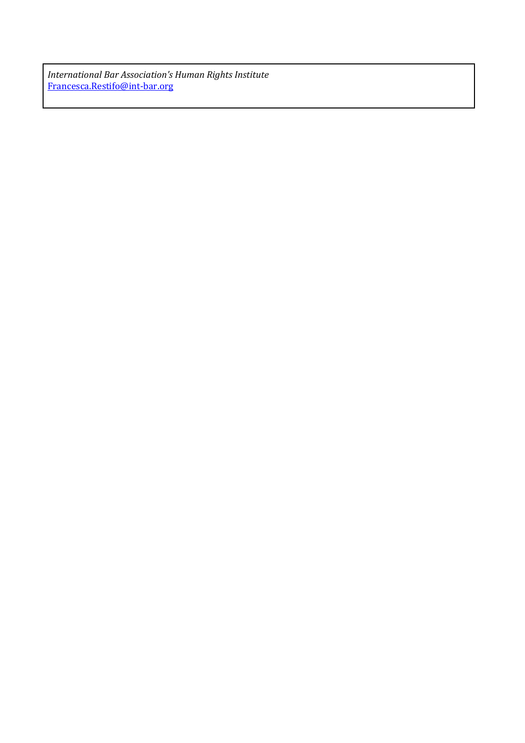*International Bar Association's Human Rights Institute*
[Francesca.Restifo@int-bar.org](mailto:Francesca.Restifo@int-bar.org)